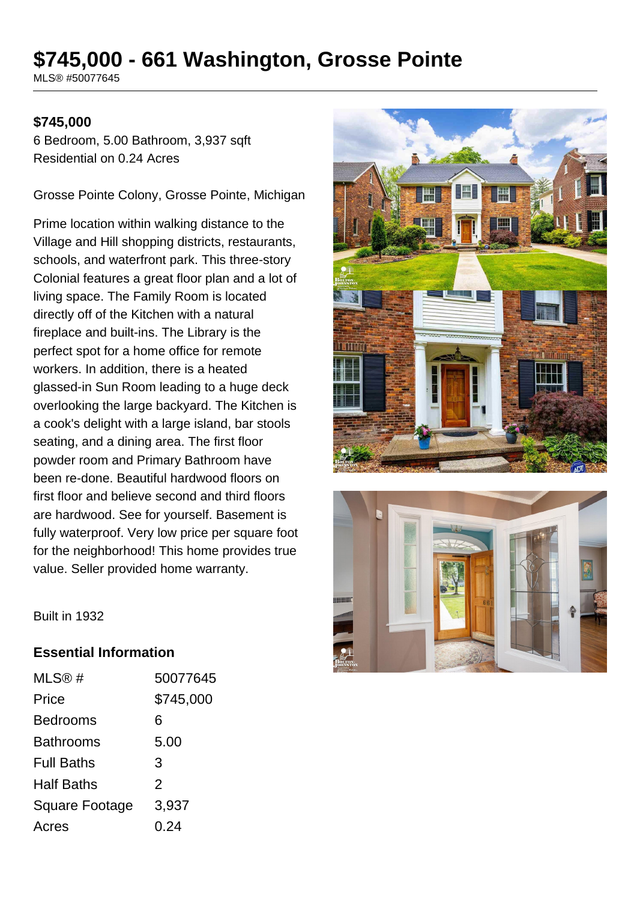# $745,000 - 661 Washington, Grosse Pointe

MLS® #50077645

**$745,000**

6 Bedroom, 5.00 Bathroom, 3,937 sqft
Residential on 0.24 Acres

Grosse Pointe Colony, Grosse Pointe, Michigan

Prime location within walking distance to the Village and Hill shopping districts, restaurants, schools, and waterfront park. This three-story Colonial features a great floor plan and a lot of living space. The Family Room is located directly off of the Kitchen with a natural fireplace and built-ins. The Library is the perfect spot for a home office for remote workers. In addition, there is a heated glassed-in Sun Room leading to a huge deck overlooking the large backyard. The Kitchen is a cook's delight with a large island, bar stools seating, and a dining area. The first floor powder room and Primary Bathroom have been re-done. Beautiful hardwood floors on first floor and believe second and third floors are hardwood. See for yourself. Basement is fully waterproof. Very low price per square foot for the neighborhood! This home provides true value. Seller provided home warranty.

Built in 1932

## Essential Information

| | |
|---|---|
| MLS® # | 50077645 |
| Price | $745,000 |
| Bedrooms | 6 |
| Bathrooms | 5.00 |
| Full Baths | 3 |
| Half Baths | 2 |
| Square Footage | 3,937 |
| Acres | 0.24 |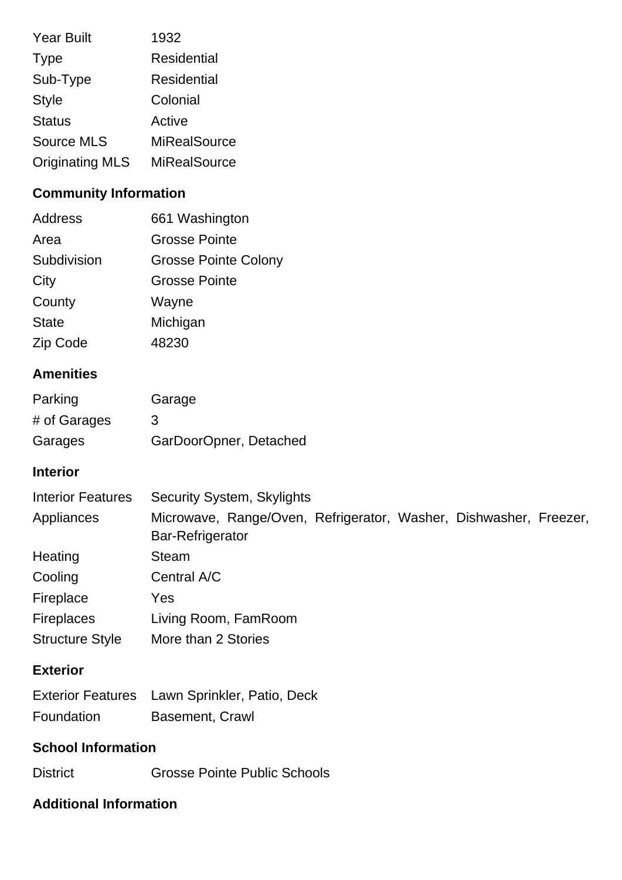| | |
|---|---|
| Year Built | 1932 |
| Type | Residential |
| Sub-Type | Residential |
| Style | Colonial |
| Status | Active |
| Source MLS | MiRealSource |
| Originating MLS | MiRealSource |

### Community Information

| | |
|---|---|
| Address | 661 Washington |
| Area | Grosse Pointe |
| Subdivision | Grosse Pointe Colony |
| City | Grosse Pointe |
| County | Wayne |
| State | Michigan |
| Zip Code | 48230 |

### Amenities

| | |
|---|---|
| Parking | Garage |
| # of Garages | 3 |
| Garages | GarDoorOpner, Detached |

### Interior

| | |
|---|---|
| Interior Features | Security System, Skylights |
| Appliances | Microwave, Range/Oven, Refrigerator, Washer, Dishwasher, Freezer, Bar-Refrigerator |
| Heating | Steam |
| Cooling | Central A/C |
| Fireplace | Yes |
| Fireplaces | Living Room, FamRoom |
| Structure Style | More than 2 Stories |

### Exterior

| | |
|---|---|
| Exterior Features | Lawn Sprinkler, Patio, Deck |
| Foundation | Basement, Crawl |

### School Information

| | |
|---|---|
| District | Grosse Pointe Public Schools |

### Additional Information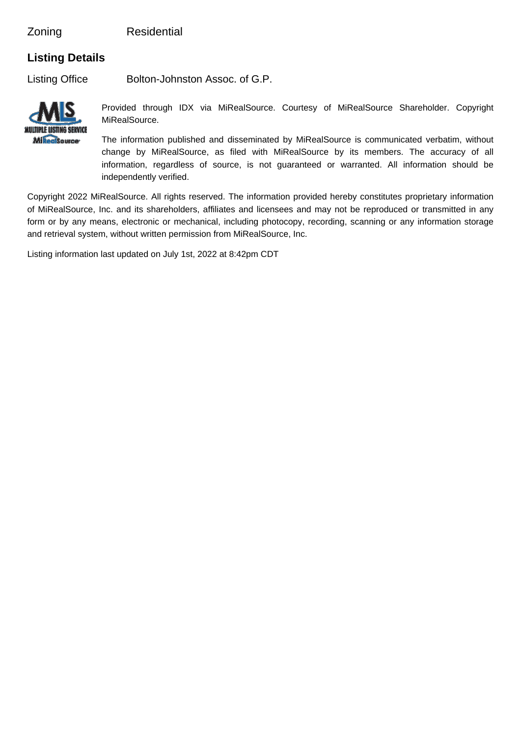| | |
|---|---|
| Zoning | Residential |

## Listing Details

| | |
|---|---|
| Listing Office | Bolton-Johnston Assoc. of G.P. |

Provided through IDX via MiRealSource. Courtesy of MiRealSource Shareholder. Copyright MiRealSource.

The information published and disseminated by MiRealSource is communicated verbatim, without change by MiRealSource, as filed with MiRealSource by its members. The accuracy of all information, regardless of source, is not guaranteed or warranted. All information should be independently verified.

Copyright 2022 MiRealSource. All rights reserved. The information provided hereby constitutes proprietary information of MiRealSource, Inc. and its shareholders, affiliates and licensees and may not be reproduced or transmitted in any form or by any means, electronic or mechanical, including photocopy, recording, scanning or any information storage and retrieval system, without written permission from MiRealSource, Inc.

Listing information last updated on July 1st, 2022 at 8:42pm CDT